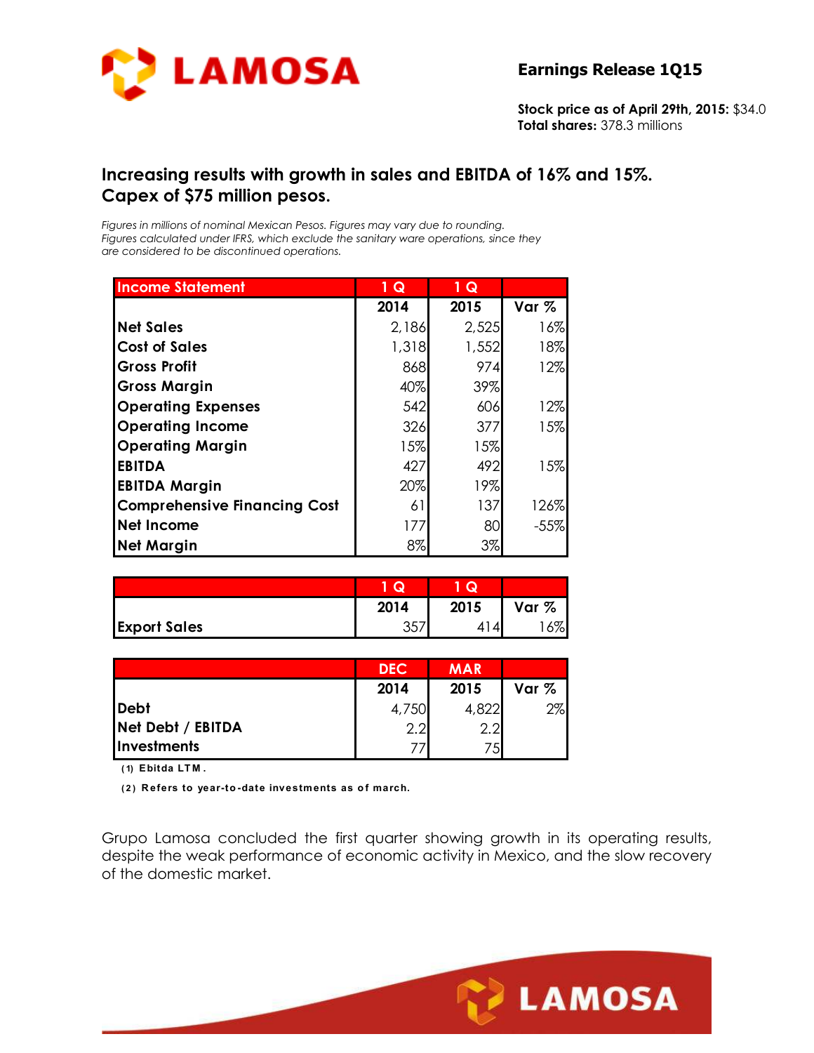# LAMOSA

**Earnings Release 1Q15**

**Stock price as of April 29th, 2015:** $34.0
**Total shares:** 378.3 millions

## Increasing results with growth in sales and EBITDA of 16% and 15%. Capex of $75 million pesos.

*Figures in millions of nominal Mexican Pesos. Figures may vary due to rounding.*
*Figures calculated under IFRS, which exclude the sanitary ware operations, since they are considered to be discontinued operations.*

| Income Statement | 1 Q 2014 | 1 Q 2015 | Var % |
|---|---|---|---|
| Net Sales | 2,186 | 2,525 | 16% |
| Cost of Sales | 1,318 | 1,552 | 18% |
| Gross Profit | 868 | 974 | 12% |
| Gross Margin | 40% | 39% | |
| Operating Expenses | 542 | 606 | 12% |
| Operating Income | 326 | 377 | 15% |
| Operating Margin | 15% | 15% | |
| EBITDA | 427 | 492 | 15% |
| EBITDA Margin | 20% | 19% | |
| Comprehensive Financing Cost | 61 | 137 | 126% |
| Net Income | 177 | 80 | -55% |
| Net Margin | 8% | 3% | |

| | 1 Q 2014 | 1 Q 2015 | Var % |
|---|---|---|---|
| Export Sales | 357 | 414 | 16% |

| | DEC 2014 | MAR 2015 | Var % |
|---|---|---|---|
| Debt | 4,750 | 4,822 | 2% |
| Net Debt / EBITDA | 2.2 | 2.2 | |
| Investments | 77 | 75 | |

**(1) Ebitda LTM.**

**(2) Refers to year-to-date investments as of march.**

Grupo Lamosa concluded the first quarter showing growth in its operating results, despite the weak performance of economic activity in Mexico, and the slow recovery of the domestic market.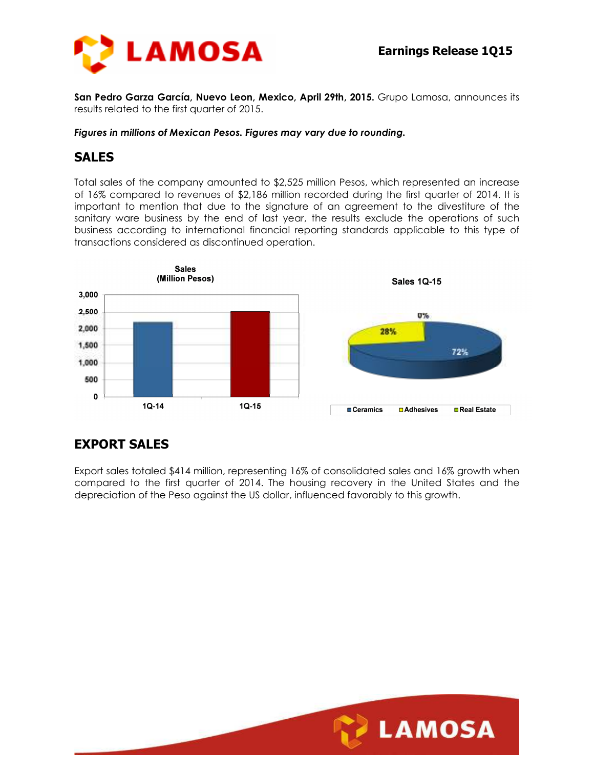**San Pedro Garza García, Nuevo Leon, Mexico, April 29th, 2015.** Grupo Lamosa, announces its results related to the first quarter of 2015.

***Figures in millions of Mexican Pesos. Figures may vary due to rounding.***

## SALES

Total sales of the company amounted to $2,525 million Pesos, which represented an increase of 16% compared to revenues of $2,186 million recorded during the first quarter of 2014. It is important to mention that due to the signature of an agreement to the divestiture of the sanitary ware business by the end of last year, the results exclude the operations of such business according to international financial reporting standards applicable to this type of transactions considered as discontinued operation.

## EXPORT SALES

Export sales totaled $414 million, representing 16% of consolidated sales and 16% growth when compared to the first quarter of 2014. The housing recovery in the United States and the depreciation of the Peso against the US dollar, influenced favorably to this growth.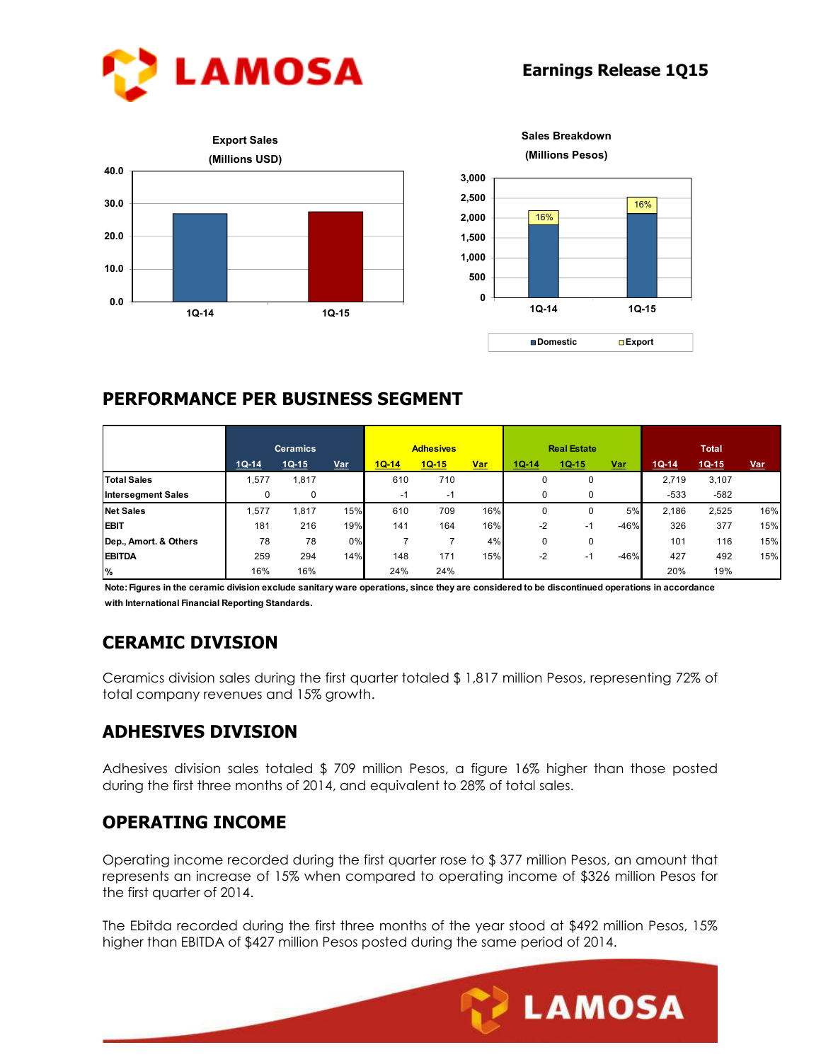Export Sales
(Millions USD)

Sales Breakdown
(Millions Pesos)

## PERFORMANCE PER BUSINESS SEGMENT

| | Ceramics | | | Adhesives | | | Real Estate | | | Total | | |
|---|---|---|---|---|---|---|---|---|---|---|---|---|
| | 1Q-14 | 1Q-15 | Var | 1Q-14 | 1Q-15 | Var | 1Q-14 | 1Q-15 | Var | 1Q-14 | 1Q-15 | Var |
| **Total Sales** | 1,577 | 1,817 | | 610 | 710 | | 0 | 0 | | 2,719 | 3,107 | |
| **Intersegment Sales** | 0 | 0 | | -1 | -1 | | 0 | 0 | | -533 | -582 | |
| **Net Sales** | 1,577 | 1,817 | 15% | 610 | 709 | 16% | 0 | 0 | 5% | 2,186 | 2,525 | 16% |
| **EBIT** | 181 | 216 | 19% | 141 | 164 | 16% | -2 | -1 | -46% | 326 | 377 | 15% |
| **Dep., Amort. & Others** | 78 | 78 | 0% | 7 | 7 | 4% | 0 | 0 | | 101 | 116 | 15% |
| **EBITDA** | 259 | 294 | 14% | 148 | 171 | 15% | -2 | -1 | -46% | 427 | 492 | 15% |
| **%** | 16% | 16% | | 24% | 24% | | | | | 20% | 19% | |

**Note: Figures in the ceramic division exclude sanitary ware operations, since they are considered to be discontinued operations in accordance with International Financial Reporting Standards.**

## CERAMIC DIVISION

Ceramics division sales during the first quarter totaled $ 1,817 million Pesos, representing 72% of total company revenues and 15% growth.

## ADHESIVES DIVISION

Adhesives division sales totaled $ 709 million Pesos, a figure 16% higher than those posted during the first three months of 2014, and equivalent to 28% of total sales.

## OPERATING INCOME

Operating income recorded during the first quarter rose to $ 377 million Pesos, an amount that represents an increase of 15% when compared to operating income of $326 million Pesos for the first quarter of 2014.

The Ebitda recorded during the first three months of the year stood at $492 million Pesos, 15% higher than EBITDA of $427 million Pesos posted during the same period of 2014.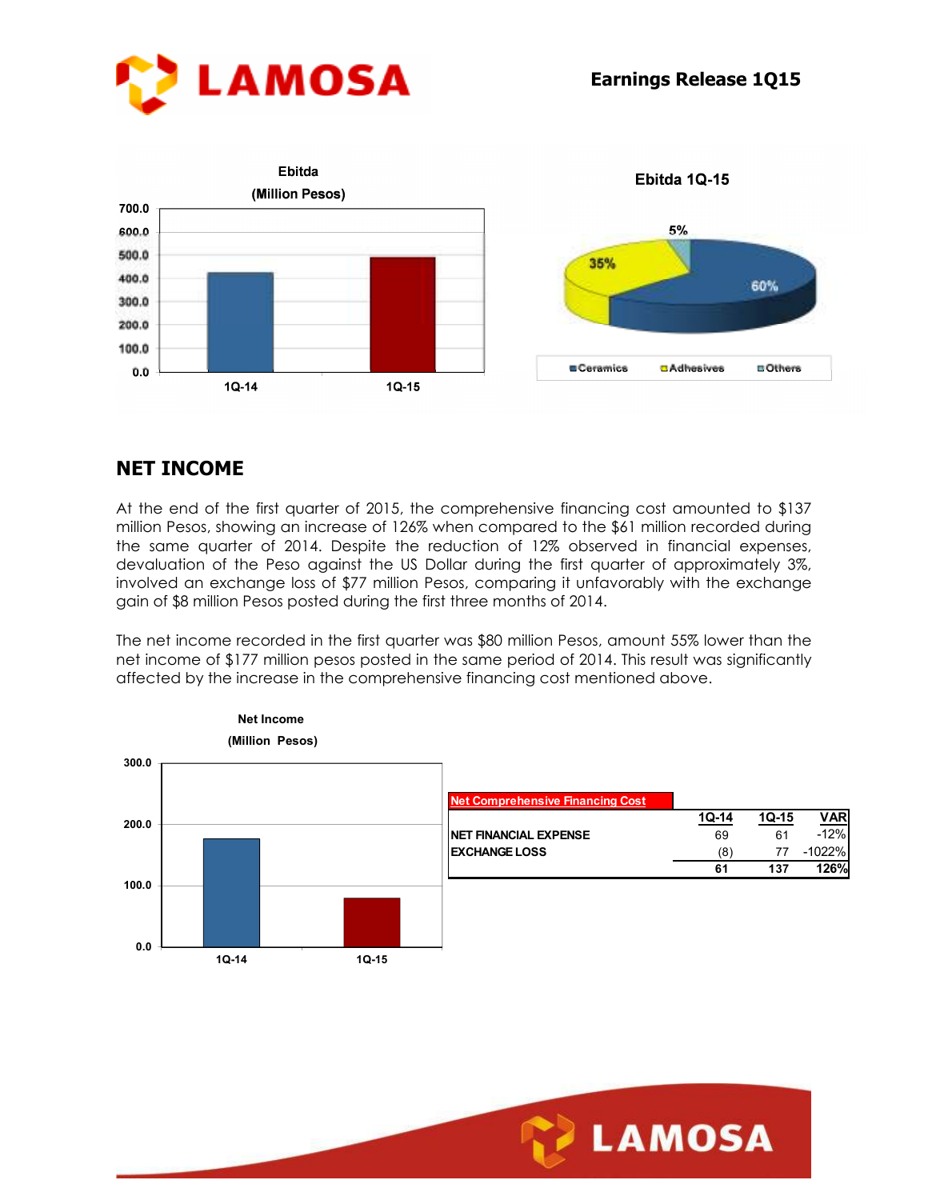## NET INCOME

At the end of the first quarter of 2015, the comprehensive financing cost amounted to $137 million Pesos, showing an increase of 126% when compared to the $61 million recorded during the same quarter of 2014. Despite the reduction of 12% observed in financial expenses, devaluation of the Peso against the US Dollar during the first quarter of approximately 3%, involved an exchange loss of $77 million Pesos, comparing it unfavorably with the exchange gain of $8 million Pesos posted during the first three months of 2014.

The net income recorded in the first quarter was $80 million Pesos, amount 55% lower than the net income of $177 million pesos posted in the same period of 2014. This result was significantly affected by the increase in the comprehensive financing cost mentioned above.

| Net Comprehensive Financing Cost | 1Q-14 | 1Q-15 | VAR |
|---|---|---|---|
| NET FINANCIAL EXPENSE | 69 | 61 | -12% |
| EXCHANGE LOSS | (8) | 77 | -1022% |
| | 61 | 137 | 126% |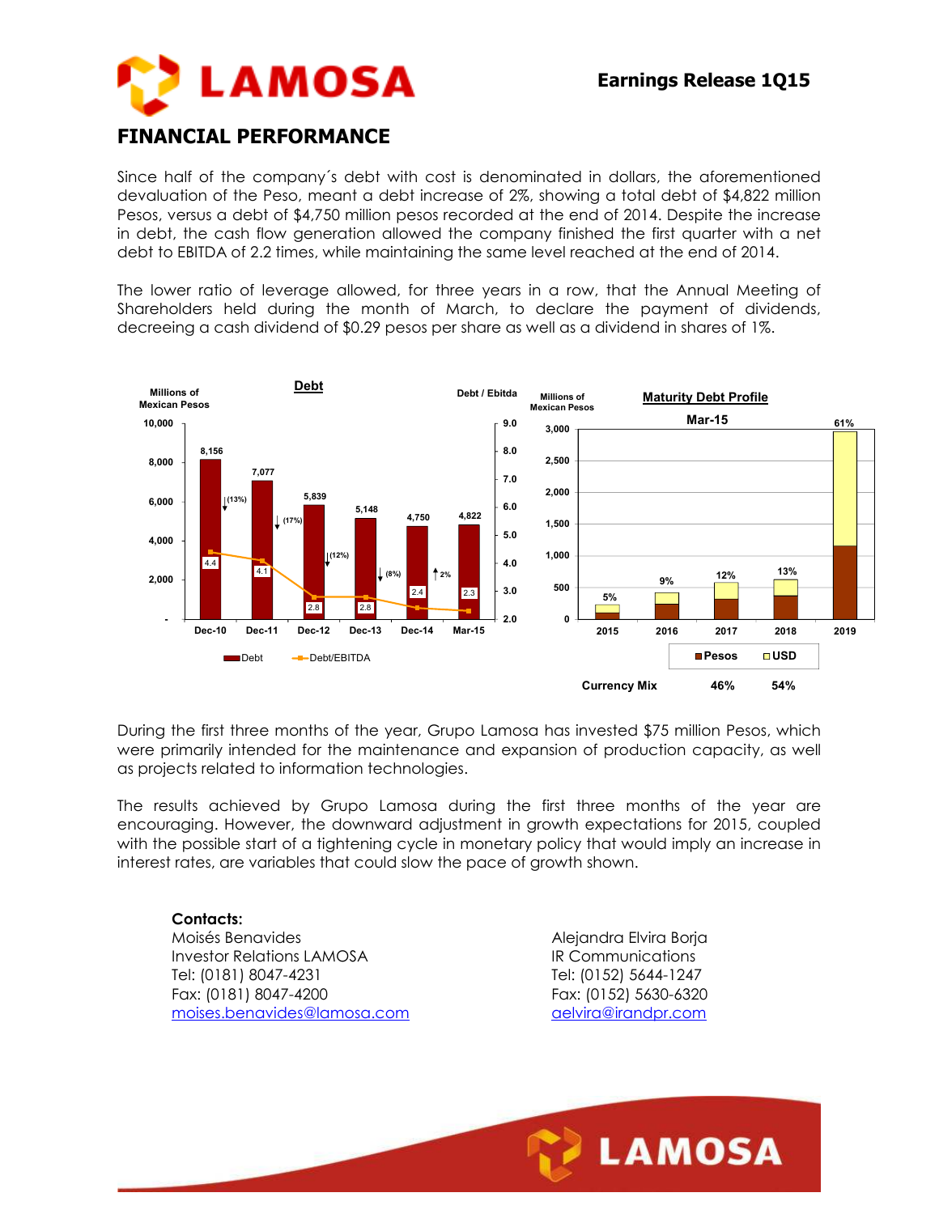## FINANCIAL PERFORMANCE

Since half of the company´s debt with cost is denominated in dollars, the aforementioned devaluation of the Peso, meant a debt increase of 2%, showing a total debt of $4,822 million Pesos, versus a debt of $4,750 million pesos recorded at the end of 2014. Despite the increase in debt, the cash flow generation allowed the company finished the first quarter with a net debt to EBITDA of 2.2 times, while maintaining the same level reached at the end of 2014.

The lower ratio of leverage allowed, for three years in a row, that the Annual Meeting of Shareholders held during the month of March, to declare the payment of dividends, decreeing a cash dividend of $0.29 pesos per share as well as a dividend in shares of 1%.

**Debt**

Millions of Mexican Pesos

Debt / Ebitda

10,000
8,000
6,000
4,000
2,000
-

9.0
8.0
7.0
6.0
5.0
4.0
3.0
2.0

Dec-10: 8,156 — 4.4
(13%)
Dec-11: 7,077 — 4.1
(17%)
Dec-12: 5,839 — 2.8
(12%)
Dec-13: 5,148 — 2.8
(8%)
Dec-14: 4,750 — 2.4
2%
Mar-15: 4,822 — 2.3

Debt
Debt/EBITDA

**Maturity Debt Profile**

Mar-15

Millions of Mexican Pesos

3,000
2,500
2,000
1,500
1,000
500
0

2015: 5%
2016: 9%
2017: 12%
2018: 13%
2019: 61%

Pesos
USD

Currency Mix 46% 54%

During the first three months of the year, Grupo Lamosa has invested $75 million Pesos, which were primarily intended for the maintenance and expansion of production capacity, as well as projects related to information technologies.

The results achieved by Grupo Lamosa during the first three months of the year are encouraging. However, the downward adjustment in growth expectations for 2015, coupled with the possible start of a tightening cycle in monetary policy that would imply an increase in interest rates, are variables that could slow the pace of growth shown.

**Contacts:**

Moisés Benavides
Investor Relations LAMOSA
Tel: (0181) 8047-4231
Fax: (0181) 8047-4200
moises.benavides@lamosa.com

Alejandra Elvira Borja
IR Communications
Tel: (0152) 5644-1247
Fax: (0152) 5630-6320
aelvira@irandpr.com